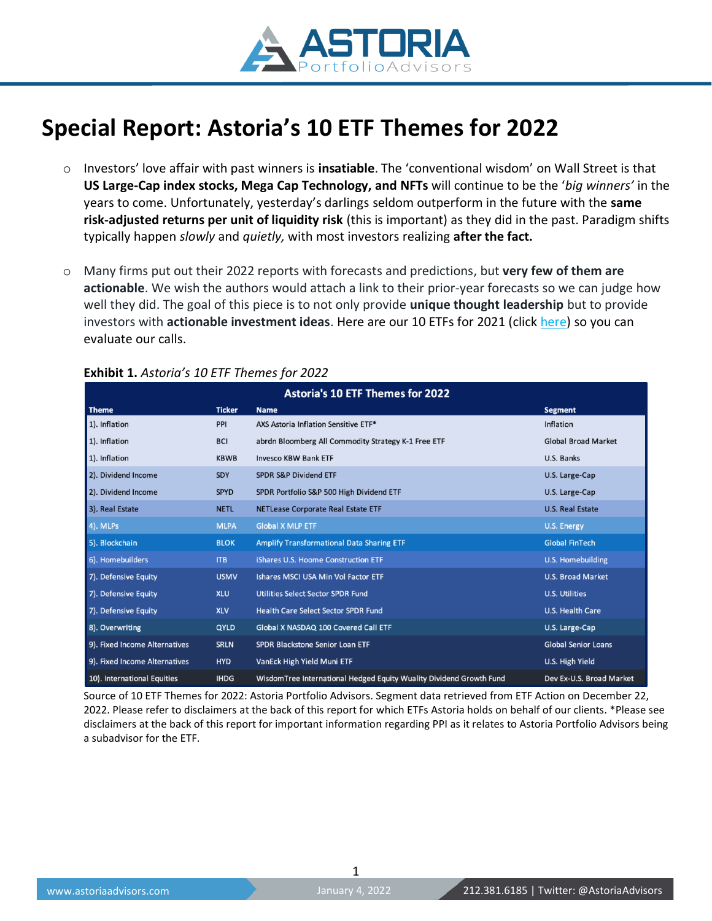# Special Report: Astoria's 10 ETF Themes for 2022

- Investors' love affair with past winners is **insatiable**. The 'conventional wisdom' on Wall Street is that **US Large-Cap index stocks, Mega Cap Technology, and NFTs** will continue to be the '*big winners'* in the years to come. Unfortunately, yesterday's darlings seldom outperform in the future with the **same risk-adjusted returns per unit of liquidity risk** (this is important) as they did in the past. Paradigm shifts typically happen *slowly* and *quietly,* with most investors realizing **after the fact.**

- Many firms put out their 2022 reports with forecasts and predictions, but **very few of them are actionable**. We wish the authors would attach a link to their prior-year forecasts so we can judge how well they did. The goal of this piece is to not only provide **unique thought leadership** but to provide investors with **actionable investment ideas**. Here are our 10 ETFs for 2021 (click here) so you can evaluate our calls.

**Exhibit 1.** *Astoria's 10 ETF Themes for 2022*

Astoria's 10 ETF Themes for 2022

| Theme | Ticker | Name | Segment |
|---|---|---|---|
| 1). Inflation | PPI | AXS Astoria Inflation Sensitive ETF* | Inflation |
| 1). Inflation | BCI | abrdn Bloomberg All Commodity Strategy K-1 Free ETF | Global Broad Market |
| 1). Inflation | KBWB | Invesco KBW Bank ETF | U.S. Banks |
| 2). Dividend Income | SDY | SPDR S&P Dividend ETF | U.S. Large-Cap |
| 2). Dividend Income | SPYD | SPDR Portfolio S&P 500 High Dividend ETF | U.S. Large-Cap |
| 3). Real Estate | NETL | NETLease Corporate Real Estate ETF | U.S. Real Estate |
| 4). MLPs | MLPA | Global X MLP ETF | U.S. Energy |
| 5). Blockchain | BLOK | Amplify Transformational Data Sharing ETF | Global FinTech |
| 6). Homebuilders | ITB | iShares U.S. Hoome Construction ETF | U.S. Homebuilding |
| 7). Defensive Equity | USMV | Ishares MSCI USA Min Vol Factor ETF | U.S. Broad Market |
| 7). Defensive Equity | XLU | Utilities Select Sector SPDR Fund | U.S. Utilities |
| 7). Defensive Equity | XLV | Health Care Select Sector SPDR Fund | U.S. Health Care |
| 8). Overwriting | QYLD | Global X NASDAQ 100 Covered Call ETF | U.S. Large-Cap |
| 9). Fixed Income Alternatives | SRLN | SPDR Blackstone Senior Loan ETF | Global Senior Loans |
| 9). Fixed Income Alternatives | HYD | VanEck High Yield Muni ETF | U.S. High Yield |
| 10). International Equities | IHDG | WisdomTree International Hedged Equity Wuality Dividend Growth Fund | Dev Ex-U.S. Broad Market |

Source of 10 ETF Themes for 2022: Astoria Portfolio Advisors. Segment data retrieved from ETF Action on December 22, 2022. Please refer to disclaimers at the back of this report for which ETFs Astoria holds on behalf of our clients. *Please see disclaimers at the back of this report for important information regarding PPI as it relates to Astoria Portfolio Advisors being a subadvisor for the ETF.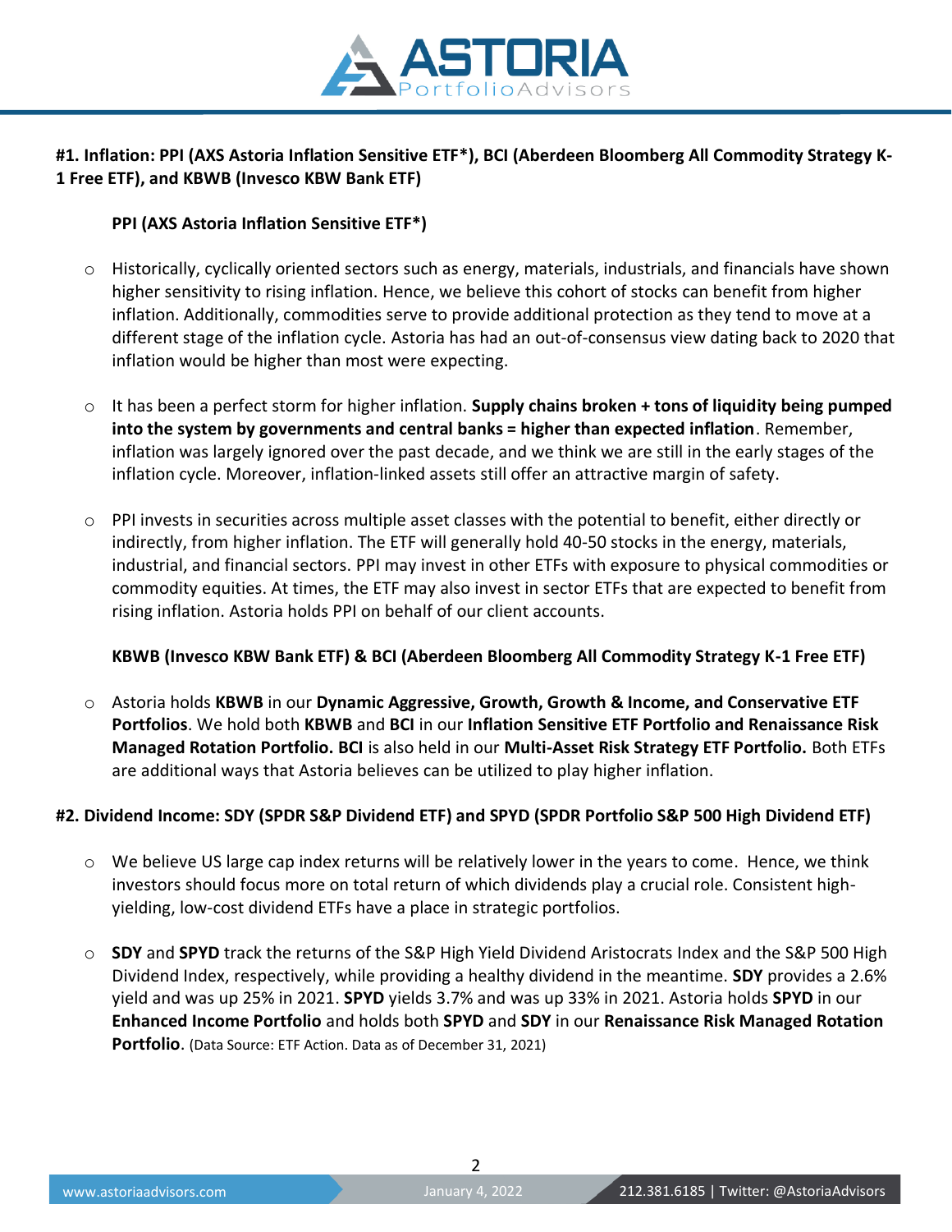**#1. Inflation: PPI (AXS Astoria Inflation Sensitive ETF*), BCI (Aberdeen Bloomberg All Commodity Strategy K-1 Free ETF), and KBWB (Invesco KBW Bank ETF)**

**PPI (AXS Astoria Inflation Sensitive ETF*)**

- Historically, cyclically oriented sectors such as energy, materials, industrials, and financials have shown higher sensitivity to rising inflation. Hence, we believe this cohort of stocks can benefit from higher inflation. Additionally, commodities serve to provide additional protection as they tend to move at a different stage of the inflation cycle. Astoria has had an out-of-consensus view dating back to 2020 that inflation would be higher than most were expecting.

- It has been a perfect storm for higher inflation. **Supply chains broken + tons of liquidity being pumped into the system by governments and central banks = higher than expected inflation**. Remember, inflation was largely ignored over the past decade, and we think we are still in the early stages of the inflation cycle. Moreover, inflation-linked assets still offer an attractive margin of safety.

- PPI invests in securities across multiple asset classes with the potential to benefit, either directly or indirectly, from higher inflation. The ETF will generally hold 40-50 stocks in the energy, materials, industrial, and financial sectors. PPI may invest in other ETFs with exposure to physical commodities or commodity equities. At times, the ETF may also invest in sector ETFs that are expected to benefit from rising inflation. Astoria holds PPI on behalf of our client accounts.

**KBWB (Invesco KBW Bank ETF) & BCI (Aberdeen Bloomberg All Commodity Strategy K-1 Free ETF)**

- Astoria holds **KBWB** in our **Dynamic Aggressive, Growth, Growth & Income, and Conservative ETF Portfolios**. We hold both **KBWB** and **BCI** in our **Inflation Sensitive ETF Portfolio and Renaissance Risk Managed Rotation Portfolio. BCI** is also held in our **Multi-Asset Risk Strategy ETF Portfolio.** Both ETFs are additional ways that Astoria believes can be utilized to play higher inflation.

**#2. Dividend Income: SDY (SPDR S&P Dividend ETF) and SPYD (SPDR Portfolio S&P 500 High Dividend ETF)**

- We believe US large cap index returns will be relatively lower in the years to come. Hence, we think investors should focus more on total return of which dividends play a crucial role. Consistent high-yielding, low-cost dividend ETFs have a place in strategic portfolios.

- **SDY** and **SPYD** track the returns of the S&P High Yield Dividend Aristocrats Index and the S&P 500 High Dividend Index, respectively, while providing a healthy dividend in the meantime. **SDY** provides a 2.6% yield and was up 25% in 2021. **SPYD** yields 3.7% and was up 33% in 2021. Astoria holds **SPYD** in our **Enhanced Income Portfolio** and holds both **SPYD** and **SDY** in our **Renaissance Risk Managed Rotation Portfolio**. (Data Source: ETF Action. Data as of December 31, 2021)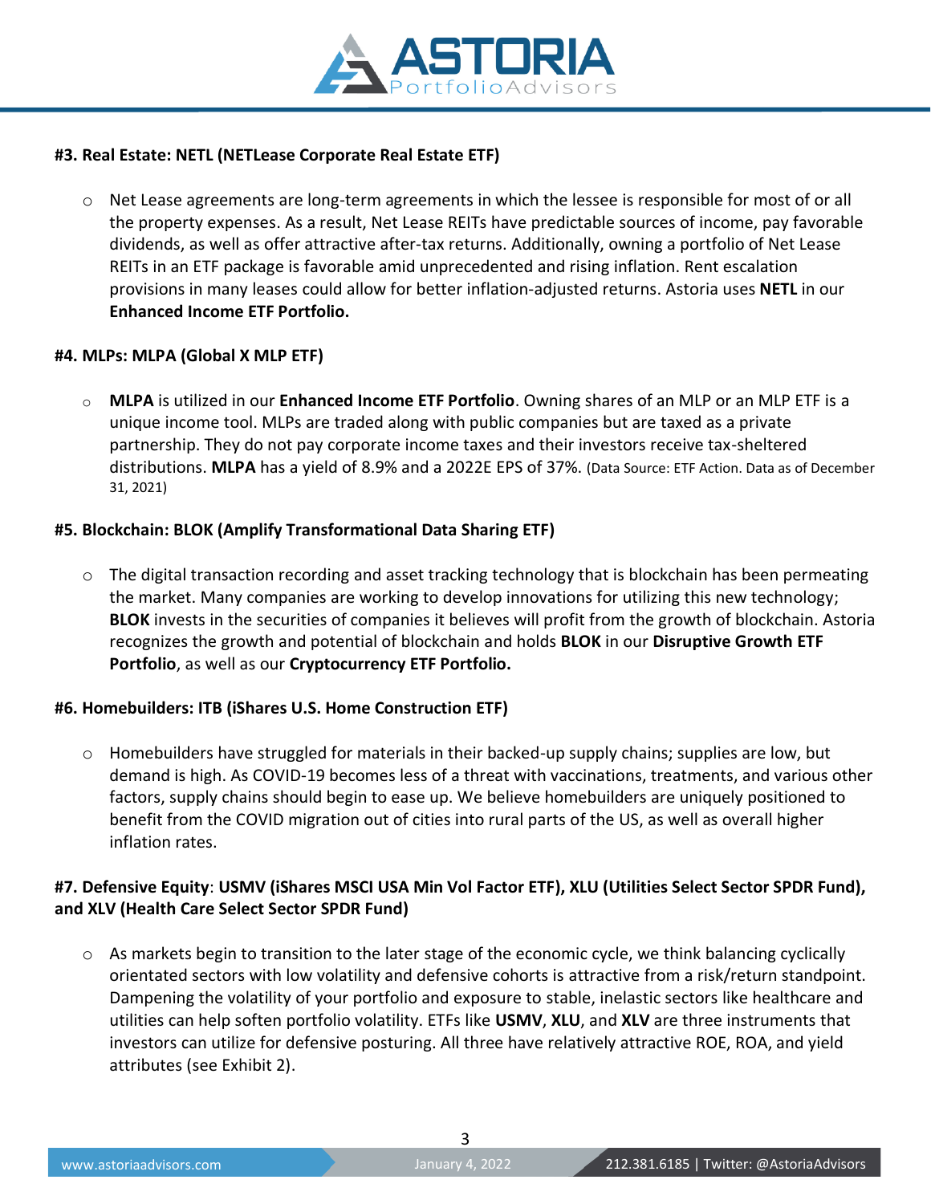#### #3. Real Estate: NETL (NETLease Corporate Real Estate ETF)

- Net Lease agreements are long-term agreements in which the lessee is responsible for most of or all the property expenses. As a result, Net Lease REITs have predictable sources of income, pay favorable dividends, as well as offer attractive after-tax returns. Additionally, owning a portfolio of Net Lease REITs in an ETF package is favorable amid unprecedented and rising inflation. Rent escalation provisions in many leases could allow for better inflation-adjusted returns. Astoria uses **NETL** in our **Enhanced Income ETF Portfolio.**

#### #4. MLPs: MLPA (Global X MLP ETF)

- **MLPA** is utilized in our **Enhanced Income ETF Portfolio**. Owning shares of an MLP or an MLP ETF is a unique income tool. MLPs are traded along with public companies but are taxed as a private partnership. They do not pay corporate income taxes and their investors receive tax-sheltered distributions. **MLPA** has a yield of 8.9% and a 2022E EPS of 37%. (Data Source: ETF Action. Data as of December 31, 2021)

#### #5. Blockchain: BLOK (Amplify Transformational Data Sharing ETF)

- The digital transaction recording and asset tracking technology that is blockchain has been permeating the market. Many companies are working to develop innovations for utilizing this new technology; **BLOK** invests in the securities of companies it believes will profit from the growth of blockchain. Astoria recognizes the growth and potential of blockchain and holds **BLOK** in our **Disruptive Growth ETF Portfolio**, as well as our **Cryptocurrency ETF Portfolio.**

#### #6. Homebuilders: ITB (iShares U.S. Home Construction ETF)

- Homebuilders have struggled for materials in their backed-up supply chains; supplies are low, but demand is high. As COVID-19 becomes less of a threat with vaccinations, treatments, and various other factors, supply chains should begin to ease up. We believe homebuilders are uniquely positioned to benefit from the COVID migration out of cities into rural parts of the US, as well as overall higher inflation rates.

#### #7. Defensive Equity: USMV (iShares MSCI USA Min Vol Factor ETF), XLU (Utilities Select Sector SPDR Fund), and XLV (Health Care Select Sector SPDR Fund)

- As markets begin to transition to the later stage of the economic cycle, we think balancing cyclically orientated sectors with low volatility and defensive cohorts is attractive from a risk/return standpoint. Dampening the volatility of your portfolio and exposure to stable, inelastic sectors like healthcare and utilities can help soften portfolio volatility. ETFs like **USMV**, **XLU**, and **XLV** are three instruments that investors can utilize for defensive posturing. All three have relatively attractive ROE, ROA, and yield attributes (see Exhibit 2).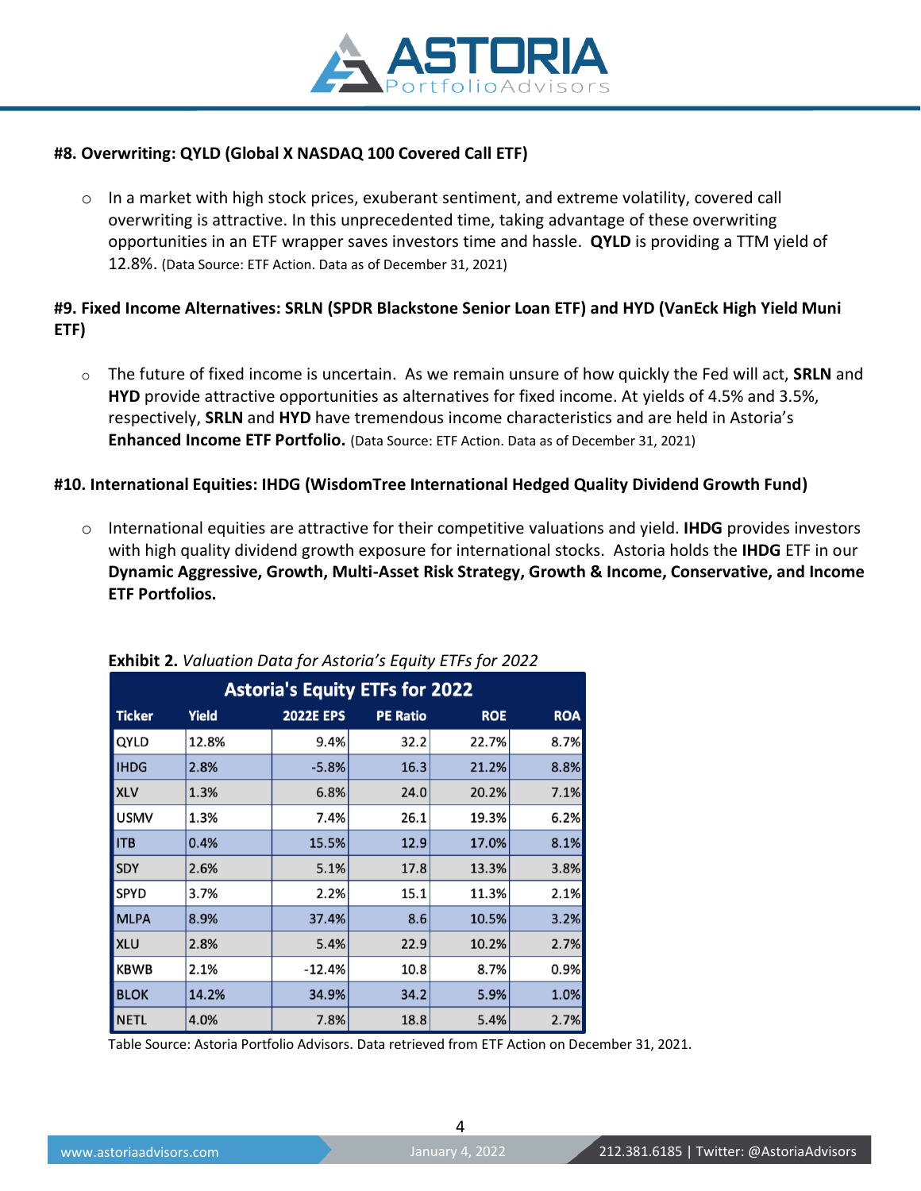### #8. Overwriting: QYLD (Global X NASDAQ 100 Covered Call ETF)

- In a market with high stock prices, exuberant sentiment, and extreme volatility, covered call overwriting is attractive. In this unprecedented time, taking advantage of these overwriting opportunities in an ETF wrapper saves investors time and hassle. **QYLD** is providing a TTM yield of 12.8%. (Data Source: ETF Action. Data as of December 31, 2021)

### #9. Fixed Income Alternatives: SRLN (SPDR Blackstone Senior Loan ETF) and HYD (VanEck High Yield Muni ETF)

- The future of fixed income is uncertain. As we remain unsure of how quickly the Fed will act, **SRLN** and **HYD** provide attractive opportunities as alternatives for fixed income. At yields of 4.5% and 3.5%, respectively, **SRLN** and **HYD** have tremendous income characteristics and are held in Astoria's **Enhanced Income ETF Portfolio.** (Data Source: ETF Action. Data as of December 31, 2021)

### #10. International Equities: IHDG (WisdomTree International Hedged Quality Dividend Growth Fund)

- International equities are attractive for their competitive valuations and yield. **IHDG** provides investors with high quality dividend growth exposure for international stocks. Astoria holds the **IHDG** ETF in our **Dynamic Aggressive, Growth, Multi-Asset Risk Strategy, Growth & Income, Conservative, and Income ETF Portfolios.**

**Exhibit 2.** *Valuation Data for Astoria's Equity ETFs for 2022*

| Astoria's Equity ETFs for 2022 | | | | | |
|---|---|---|---|---|---|
| **Ticker** | **Yield** | **2022E EPS** | **PE Ratio** | **ROE** | **ROA** |
| QYLD | 12.8% | 9.4% | 32.2 | 22.7% | 8.7% |
| IHDG | 2.8% | -5.8% | 16.3 | 21.2% | 8.8% |
| XLV | 1.3% | 6.8% | 24.0 | 20.2% | 7.1% |
| USMV | 1.3% | 7.4% | 26.1 | 19.3% | 6.2% |
| ITB | 0.4% | 15.5% | 12.9 | 17.0% | 8.1% |
| SDY | 2.6% | 5.1% | 17.8 | 13.3% | 3.8% |
| SPYD | 3.7% | 2.2% | 15.1 | 11.3% | 2.1% |
| MLPA | 8.9% | 37.4% | 8.6 | 10.5% | 3.2% |
| XLU | 2.8% | 5.4% | 22.9 | 10.2% | 2.7% |
| KBWB | 2.1% | -12.4% | 10.8 | 8.7% | 0.9% |
| BLOK | 14.2% | 34.9% | 34.2 | 5.9% | 1.0% |
| NETL | 4.0% | 7.8% | 18.8 | 5.4% | 2.7% |

Table Source: Astoria Portfolio Advisors. Data retrieved from ETF Action on December 31, 2021.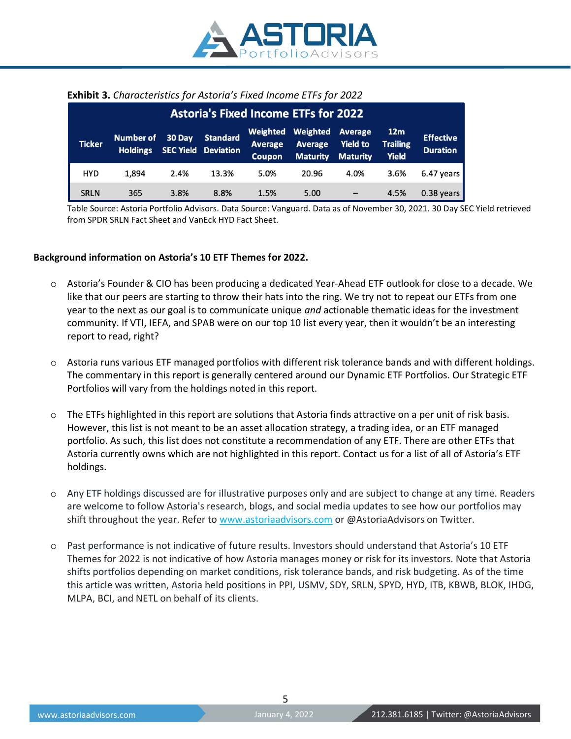**Exhibit 3.** *Characteristics for Astoria's Fixed Income ETFs for 2022*

| Astoria's Fixed Income ETFs for 2022 | | | | | | | | |
|---|---|---|---|---|---|---|---|---|
| Ticker | Number of Holdings | 30 Day SEC Yield | Standard Deviation | Weighted Average Coupon | Weighted Average Maturity | Average Yield to Maturity | 12m Trailing Yield | Effective Duration |
| HYD | 1,894 | 2.4% | 13.3% | 5.0% | 20.96 | 4.0% | 3.6% | 6.47 years |
| SRLN | 365 | 3.8% | 8.8% | 1.5% | 5.00 | – | 4.5% | 0.38 years |

Table Source: Astoria Portfolio Advisors. Data Source: Vanguard. Data as of November 30, 2021. 30 Day SEC Yield retrieved from SPDR SRLN Fact Sheet and VanEck HYD Fact Sheet.

**Background information on Astoria's 10 ETF Themes for 2022.**

- Astoria's Founder & CIO has been producing a dedicated Year-Ahead ETF outlook for close to a decade. We like that our peers are starting to throw their hats into the ring. We try not to repeat our ETFs from one year to the next as our goal is to communicate unique *and* actionable thematic ideas for the investment community. If VTI, IEFA, and SPAB were on our top 10 list every year, then it wouldn't be an interesting report to read, right?

- Astoria runs various ETF managed portfolios with different risk tolerance bands and with different holdings. The commentary in this report is generally centered around our Dynamic ETF Portfolios. Our Strategic ETF Portfolios will vary from the holdings noted in this report.

- The ETFs highlighted in this report are solutions that Astoria finds attractive on a per unit of risk basis. However, this list is not meant to be an asset allocation strategy, a trading idea, or an ETF managed portfolio. As such, this list does not constitute a recommendation of any ETF. There are other ETFs that Astoria currently owns which are not highlighted in this report. Contact us for a list of all of Astoria's ETF holdings.

- Any ETF holdings discussed are for illustrative purposes only and are subject to change at any time. Readers are welcome to follow Astoria's research, blogs, and social media updates to see how our portfolios may shift throughout the year. Refer to www.astoriaadvisors.com or @AstoriaAdvisors on Twitter.

- Past performance is not indicative of future results. Investors should understand that Astoria's 10 ETF Themes for 2022 is not indicative of how Astoria manages money or risk for its investors. Note that Astoria shifts portfolios depending on market conditions, risk tolerance bands, and risk budgeting. As of the time this article was written, Astoria held positions in PPI, USMV, SDY, SRLN, SPYD, HYD, ITB, KBWB, BLOK, IHDG, MLPA, BCI, and NETL on behalf of its clients.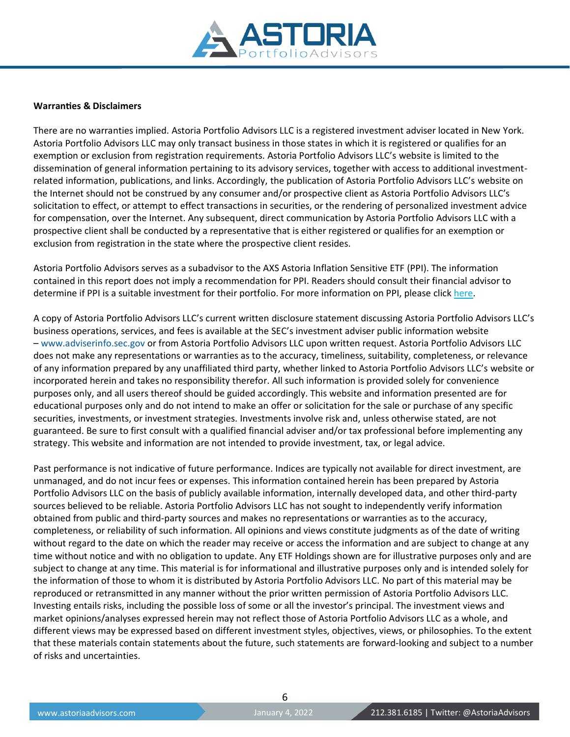**Warranties & Disclaimers**

There are no warranties implied. Astoria Portfolio Advisors LLC is a registered investment adviser located in New York. Astoria Portfolio Advisors LLC may only transact business in those states in which it is registered or qualifies for an exemption or exclusion from registration requirements. Astoria Portfolio Advisors LLC's website is limited to the dissemination of general information pertaining to its advisory services, together with access to additional investment-related information, publications, and links. Accordingly, the publication of Astoria Portfolio Advisors LLC's website on the Internet should not be construed by any consumer and/or prospective client as Astoria Portfolio Advisors LLC's solicitation to effect, or attempt to effect transactions in securities, or the rendering of personalized investment advice for compensation, over the Internet. Any subsequent, direct communication by Astoria Portfolio Advisors LLC with a prospective client shall be conducted by a representative that is either registered or qualifies for an exemption or exclusion from registration in the state where the prospective client resides.

Astoria Portfolio Advisors serves as a subadvisor to the AXS Astoria Inflation Sensitive ETF (PPI). The information contained in this report does not imply a recommendation for PPI. Readers should consult their financial advisor to determine if PPI is a suitable investment for their portfolio. For more information on PPI, please click here.

A copy of Astoria Portfolio Advisors LLC's current written disclosure statement discussing Astoria Portfolio Advisors LLC's business operations, services, and fees is available at the SEC's investment adviser public information website – www.adviserinfo.sec.gov or from Astoria Portfolio Advisors LLC upon written request. Astoria Portfolio Advisors LLC does not make any representations or warranties as to the accuracy, timeliness, suitability, completeness, or relevance of any information prepared by any unaffiliated third party, whether linked to Astoria Portfolio Advisors LLC's website or incorporated herein and takes no responsibility therefor. All such information is provided solely for convenience purposes only, and all users thereof should be guided accordingly. This website and information presented are for educational purposes only and do not intend to make an offer or solicitation for the sale or purchase of any specific securities, investments, or investment strategies. Investments involve risk and, unless otherwise stated, are not guaranteed. Be sure to first consult with a qualified financial adviser and/or tax professional before implementing any strategy. This website and information are not intended to provide investment, tax, or legal advice.

Past performance is not indicative of future performance. Indices are typically not available for direct investment, are unmanaged, and do not incur fees or expenses. This information contained herein has been prepared by Astoria Portfolio Advisors LLC on the basis of publicly available information, internally developed data, and other third-party sources believed to be reliable. Astoria Portfolio Advisors LLC has not sought to independently verify information obtained from public and third-party sources and makes no representations or warranties as to the accuracy, completeness, or reliability of such information. All opinions and views constitute judgments as of the date of writing without regard to the date on which the reader may receive or access the information and are subject to change at any time without notice and with no obligation to update. Any ETF Holdings shown are for illustrative purposes only and are subject to change at any time. This material is for informational and illustrative purposes only and is intended solely for the information of those to whom it is distributed by Astoria Portfolio Advisors LLC. No part of this material may be reproduced or retransmitted in any manner without the prior written permission of Astoria Portfolio Advisors LLC. Investing entails risks, including the possible loss of some or all the investor's principal. The investment views and market opinions/analyses expressed herein may not reflect those of Astoria Portfolio Advisors LLC as a whole, and different views may be expressed based on different investment styles, objectives, views, or philosophies. To the extent that these materials contain statements about the future, such statements are forward-looking and subject to a number of risks and uncertainties.